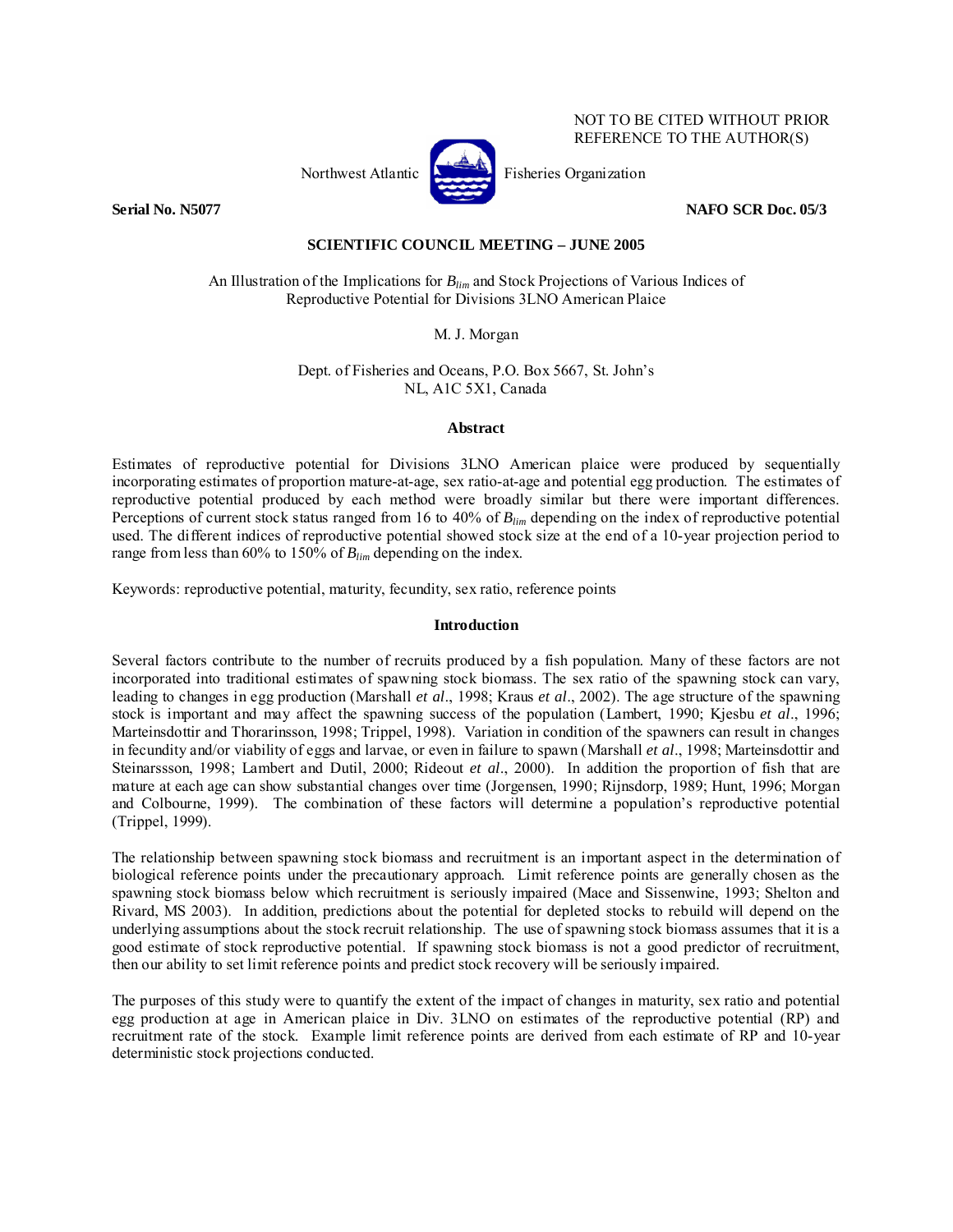NOT TO BE CITED WITHOUT PRIOR REFERENCE TO THE AUTHOR(S)

Northwest Atlantic Fisheries Organization

**Serial No. N5077** **NAFO SCR Doc. 05/3**

**SCIENTIFIC COUNCIL MEETING – JUNE 2005**

An Illustration of the Implications for $B_{lim}$ and Stock Projections of Various Indices of Reproductive Potential for Divisions 3LNO American Plaice

M. J. Morgan

Dept. of Fisheries and Oceans, P.O. Box 5667, St. John's NL, A1C 5X1, Canada

## Abstract

Estimates of reproductive potential for Divisions 3LNO American plaice were produced by sequentially incorporating estimates of proportion mature-at-age, sex ratio-at-age and potential egg production. The estimates of reproductive potential produced by each method were broadly similar but there were important differences. Perceptions of current stock status ranged from 16 to 40% of $B_{lim}$ depending on the index of reproductive potential used. The different indices of reproductive potential showed stock size at the end of a 10-year projection period to range from less than 60% to 150% of $B_{lim}$ depending on the index.

Keywords: reproductive potential, maturity, fecundity, sex ratio, reference points

## Introduction

Several factors contribute to the number of recruits produced by a fish population. Many of these factors are not incorporated into traditional estimates of spawning stock biomass. The sex ratio of the spawning stock can vary, leading to changes in egg production (Marshall *et al*., 1998; Kraus *et al*., 2002). The age structure of the spawning stock is important and may affect the spawning success of the population (Lambert, 1990; Kjesbu *et al*., 1996; Marteinsdottir and Thorarinsson, 1998; Trippel, 1998). Variation in condition of the spawners can result in changes in fecundity and/or viability of eggs and larvae, or even in failure to spawn (Marshall *et al*., 1998; Marteinsdottir and Steinarssson, 1998; Lambert and Dutil, 2000; Rideout *et al*., 2000). In addition the proportion of fish that are mature at each age can show substantial changes over time (Jorgensen, 1990; Rijnsdorp, 1989; Hunt, 1996; Morgan and Colbourne, 1999). The combination of these factors will determine a population's reproductive potential (Trippel, 1999).

The relationship between spawning stock biomass and recruitment is an important aspect in the determination of biological reference points under the precautionary approach. Limit reference points are generally chosen as the spawning stock biomass below which recruitment is seriously impaired (Mace and Sissenwine, 1993; Shelton and Rivard, MS 2003). In addition, predictions about the potential for depleted stocks to rebuild will depend on the underlying assumptions about the stock recruit relationship. The use of spawning stock biomass assumes that it is a good estimate of stock reproductive potential. If spawning stock biomass is not a good predictor of recruitment, then our ability to set limit reference points and predict stock recovery will be seriously impaired.

The purposes of this study were to quantify the extent of the impact of changes in maturity, sex ratio and potential egg production at age in American plaice in Div. 3LNO on estimates of the reproductive potential (RP) and recruitment rate of the stock. Example limit reference points are derived from each estimate of RP and 10-year deterministic stock projections conducted.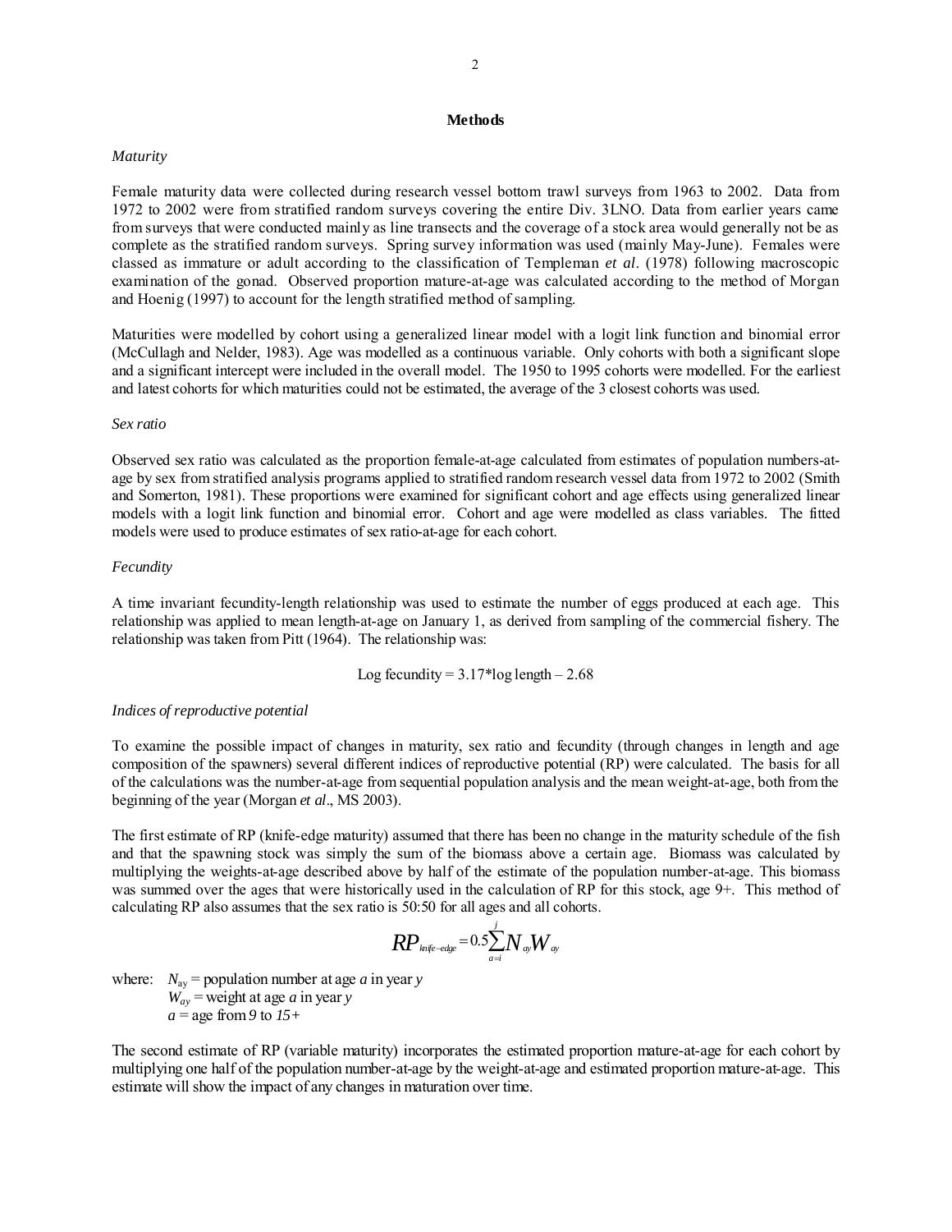## Methods

### *Maturity*

Female maturity data were collected during research vessel bottom trawl surveys from 1963 to 2002. Data from 1972 to 2002 were from stratified random surveys covering the entire Div. 3LNO. Data from earlier years came from surveys that were conducted mainly as line transects and the coverage of a stock area would generally not be as complete as the stratified random surveys. Spring survey information was used (mainly May-June). Females were classed as immature or adult according to the classification of Templeman *et al*. (1978) following macroscopic examination of the gonad. Observed proportion mature-at-age was calculated according to the method of Morgan and Hoenig (1997) to account for the length stratified method of sampling.

Maturities were modelled by cohort using a generalized linear model with a logit link function and binomial error (McCullagh and Nelder, 1983). Age was modelled as a continuous variable. Only cohorts with both a significant slope and a significant intercept were included in the overall model. The 1950 to 1995 cohorts were modelled. For the earliest and latest cohorts for which maturities could not be estimated, the average of the 3 closest cohorts was used.

### *Sex ratio*

Observed sex ratio was calculated as the proportion female-at-age calculated from estimates of population numbers-at-age by sex from stratified analysis programs applied to stratified random research vessel data from 1972 to 2002 (Smith and Somerton, 1981). These proportions were examined for significant cohort and age effects using generalized linear models with a logit link function and binomial error. Cohort and age were modelled as class variables. The fitted models were used to produce estimates of sex ratio-at-age for each cohort.

### *Fecundity*

A time invariant fecundity-length relationship was used to estimate the number of eggs produced at each age. This relationship was applied to mean length-at-age on January 1, as derived from sampling of the commercial fishery. The relationship was taken from Pitt (1964). The relationship was:

$$\text{Log fecundity} = 3.17 * \log \text{length} - 2.68$$

### *Indices of reproductive potential*

To examine the possible impact of changes in maturity, sex ratio and fecundity (through changes in length and age composition of the spawners) several different indices of reproductive potential (RP) were calculated. The basis for all of the calculations was the number-at-age from sequential population analysis and the mean weight-at-age, both from the beginning of the year (Morgan *et al*., MS 2003).

The first estimate of RP (knife-edge maturity) assumed that there has been no change in the maturity schedule of the fish and that the spawning stock was simply the sum of the biomass above a certain age. Biomass was calculated by multiplying the weights-at-age described above by half of the estimate of the population number-at-age. This biomass was summed over the ages that were historically used in the calculation of RP for this stock, age 9+. This method of calculating RP also assumes that the sex ratio is 50:50 for all ages and all cohorts.

$$RP_{knife-edge} = 0.5 \sum_{a=i}^{j} N_{ay} W_{ay}$$

where: $N_{ay}$ = population number at age $a$ in year $y$
$W_{ay}$ = weight at age $a$ in year $y$
$a$ = age from 9 to 15+

The second estimate of RP (variable maturity) incorporates the estimated proportion mature-at-age for each cohort by multiplying one half of the population number-at-age by the weight-at-age and estimated proportion mature-at-age. This estimate will show the impact of any changes in maturation over time.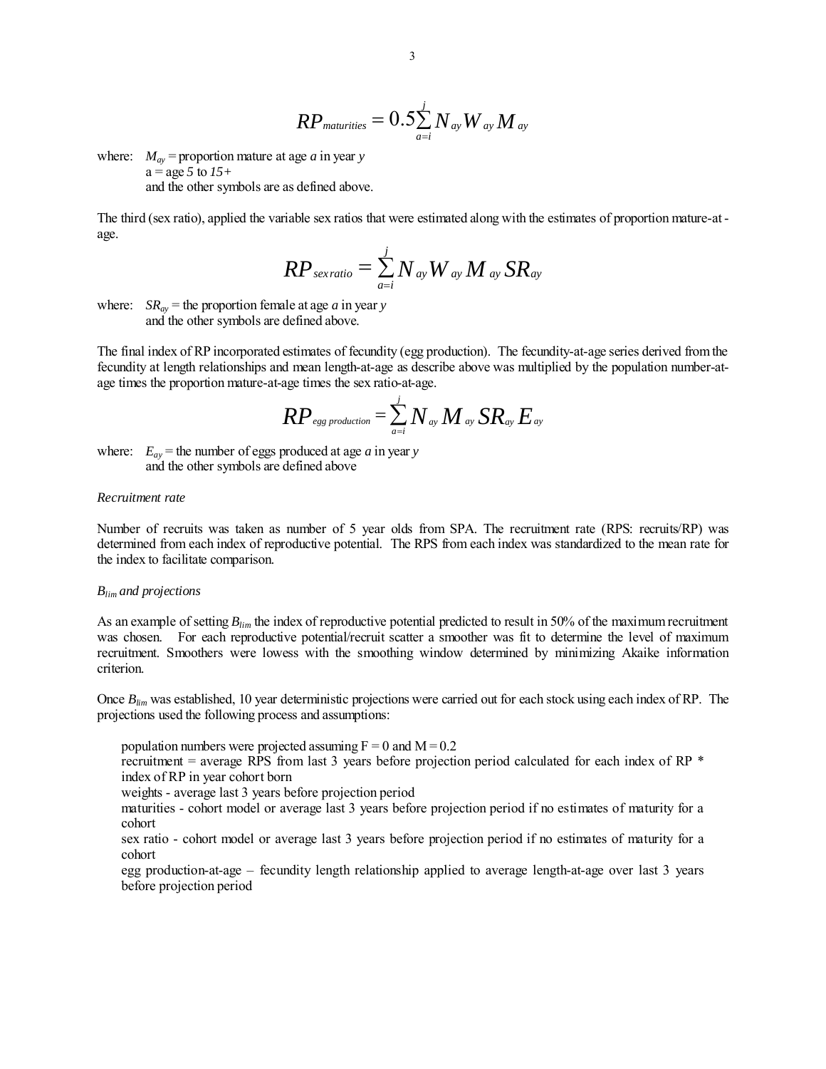$$RP_{maturities} = 0.5\sum_{a=i}^{j} N_{ay} W_{ay} M_{ay}$$

where: $M_{ay}$ = proportion mature at age *a* in year *y*
a = age *5* to *15+*
and the other symbols are as defined above.

The third (sex ratio), applied the variable sex ratios that were estimated along with the estimates of proportion mature-at-age.

$$RP_{sex\,ratio} = \sum_{a=i}^{j} N_{ay} W_{ay} M_{ay} SR_{ay}$$

where: $SR_{ay}$ = the proportion female at age *a* in year *y*
and the other symbols are defined above.

The final index of RP incorporated estimates of fecundity (egg production). The fecundity-at-age series derived from the fecundity at length relationships and mean length-at-age as describe above was multiplied by the population number-at-age times the proportion mature-at-age times the sex ratio-at-age.

$$RP_{egg\ production} = \sum_{a=i}^{j} N_{ay} M_{ay} SR_{ay} E_{ay}$$

where: $E_{ay}$ = the number of eggs produced at age *a* in year *y*
and the other symbols are defined above

*Recruitment rate*

Number of recruits was taken as number of 5 year olds from SPA. The recruitment rate (RPS: recruits/RP) was determined from each index of reproductive potential. The RPS from each index was standardized to the mean rate for the index to facilitate comparison.

*$B_{lim}$ and projections*

As an example of setting $B_{lim}$ the index of reproductive potential predicted to result in 50% of the maximum recruitment was chosen. For each reproductive potential/recruit scatter a smoother was fit to determine the level of maximum recruitment. Smoothers were lowess with the smoothing window determined by minimizing Akaike information criterion.

Once $B_{lim}$ was established, 10 year deterministic projections were carried out for each stock using each index of RP. The projections used the following process and assumptions:

population numbers were projected assuming F = 0 and M = 0.2
recruitment = average RPS from last 3 years before projection period calculated for each index of RP * index of RP in year cohort born
weights - average last 3 years before projection period
maturities - cohort model or average last 3 years before projection period if no estimates of maturity for a cohort
sex ratio - cohort model or average last 3 years before projection period if no estimates of maturity for a cohort
egg production-at-age – fecundity length relationship applied to average length-at-age over last 3 years before projection period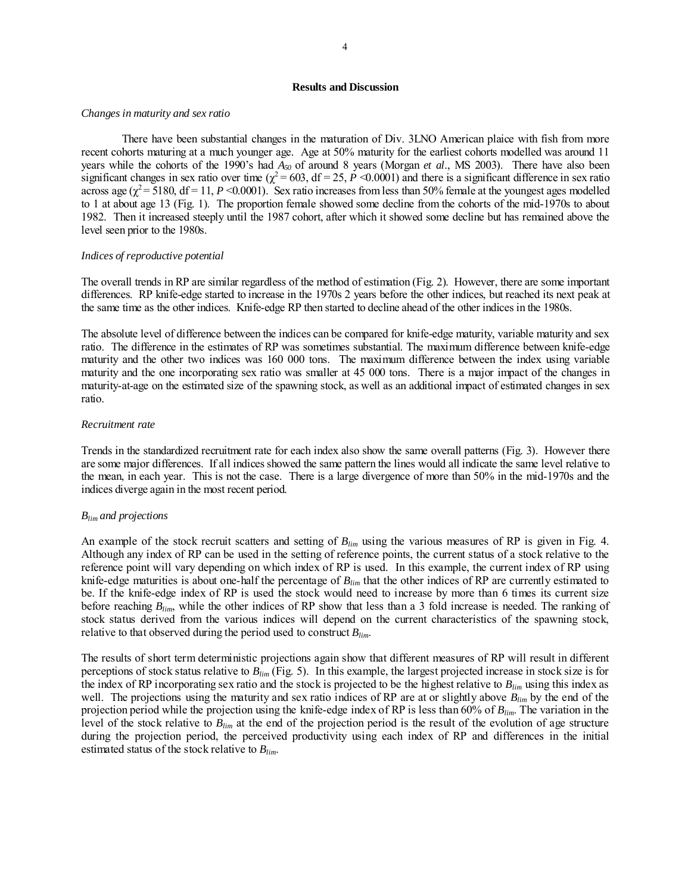## Results and Discussion

*Changes in maturity and sex ratio*

There have been substantial changes in the maturation of Div. 3LNO American plaice with fish from more recent cohorts maturing at a much younger age. Age at 50% maturity for the earliest cohorts modelled was around 11 years while the cohorts of the 1990's had $A_{50}$ of around 8 years (Morgan *et al*., MS 2003). There have also been significant changes in sex ratio over time ($\chi^2 = 603$, df = 25, $P < 0.0001$) and there is a significant difference in sex ratio across age ($\chi^2 = 5180$, df = 11, $P < 0.0001$). Sex ratio increases from less than 50% female at the youngest ages modelled to 1 at about age 13 (Fig. 1). The proportion female showed some decline from the cohorts of the mid-1970s to about 1982. Then it increased steeply until the 1987 cohort, after which it showed some decline but has remained above the level seen prior to the 1980s.

*Indices of reproductive potential*

The overall trends in RP are similar regardless of the method of estimation (Fig. 2). However, there are some important differences. RP knife-edge started to increase in the 1970s 2 years before the other indices, but reached its next peak at the same time as the other indices. Knife-edge RP then started to decline ahead of the other indices in the 1980s.

The absolute level of difference between the indices can be compared for knife-edge maturity, variable maturity and sex ratio. The difference in the estimates of RP was sometimes substantial. The maximum difference between knife-edge maturity and the other two indices was 160 000 tons. The maximum difference between the index using variable maturity and the one incorporating sex ratio was smaller at 45 000 tons. There is a major impact of the changes in maturity-at-age on the estimated size of the spawning stock, as well as an additional impact of estimated changes in sex ratio.

*Recruitment rate*

Trends in the standardized recruitment rate for each index also show the same overall patterns (Fig. 3). However there are some major differences. If all indices showed the same pattern the lines would all indicate the same level relative to the mean, in each year. This is not the case. There is a large divergence of more than 50% in the mid-1970s and the indices diverge again in the most recent period.

*$B_{lim}$ and projections*

An example of the stock recruit scatters and setting of $B_{lim}$ using the various measures of RP is given in Fig. 4. Although any index of RP can be used in the setting of reference points, the current status of a stock relative to the reference point will vary depending on which index of RP is used. In this example, the current index of RP using knife-edge maturities is about one-half the percentage of $B_{lim}$ that the other indices of RP are currently estimated to be. If the knife-edge index of RP is used the stock would need to increase by more than 6 times its current size before reaching $B_{lim}$, while the other indices of RP show that less than a 3 fold increase is needed. The ranking of stock status derived from the various indices will depend on the current characteristics of the spawning stock, relative to that observed during the period used to construct $B_{lim}$.

The results of short term deterministic projections again show that different measures of RP will result in different perceptions of stock status relative to $B_{lim}$ (Fig. 5). In this example, the largest projected increase in stock size is for the index of RP incorporating sex ratio and the stock is projected to be the highest relative to $B_{lim}$ using this index as well. The projections using the maturity and sex ratio indices of RP are at or slightly above $B_{lim}$ by the end of the projection period while the projection using the knife-edge index of RP is less than 60% of $B_{lim}$. The variation in the level of the stock relative to $B_{lim}$ at the end of the projection period is the result of the evolution of age structure during the projection period, the perceived productivity using each index of RP and differences in the initial estimated status of the stock relative to $B_{lim}$.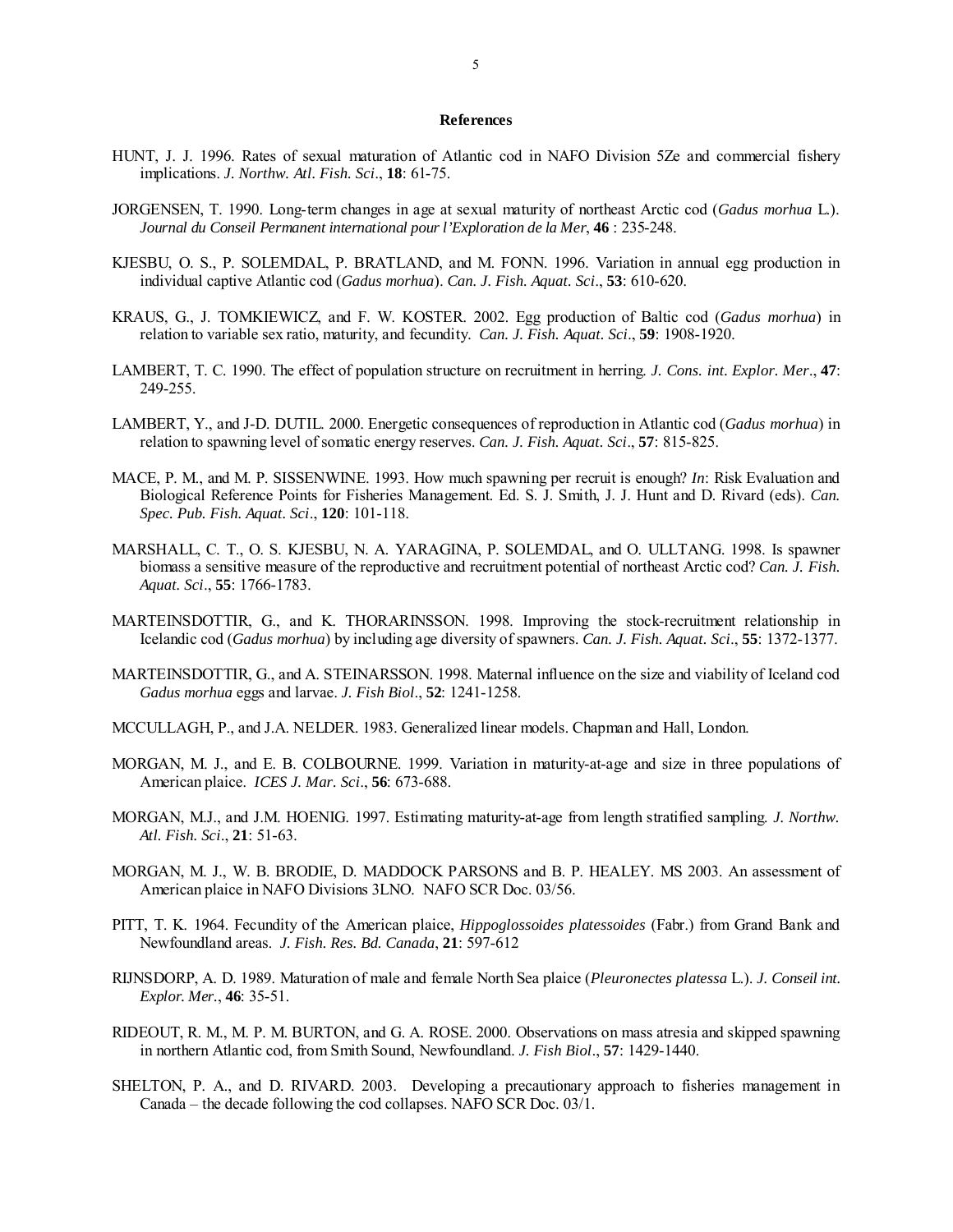**References**

HUNT, J. J. 1996. Rates of sexual maturation of Atlantic cod in NAFO Division 5Ze and commercial fishery implications. *J. Northw. Atl. Fish. Sci*., **18**: 61-75.

JORGENSEN, T. 1990. Long-term changes in age at sexual maturity of northeast Arctic cod (*Gadus morhua* L.). *Journal du Conseil Permanent international pour l'Exploration de la Mer*, **46** : 235-248.

KJESBU, O. S., P. SOLEMDAL, P. BRATLAND, and M. FONN. 1996. Variation in annual egg production in individual captive Atlantic cod (*Gadus morhua*). *Can. J. Fish. Aquat. Sci*., **53**: 610-620.

KRAUS, G., J. TOMKIEWICZ, and F. W. KOSTER. 2002. Egg production of Baltic cod (*Gadus morhua*) in relation to variable sex ratio, maturity, and fecundity. *Can. J. Fish. Aquat. Sci*., **59**: 1908-1920.

LAMBERT, T. C. 1990. The effect of population structure on recruitment in herring. *J. Cons. int. Explor. Mer*., **47**: 249-255.

LAMBERT, Y., and J-D. DUTIL. 2000. Energetic consequences of reproduction in Atlantic cod (*Gadus morhua*) in relation to spawning level of somatic energy reserves. *Can. J. Fish. Aquat. Sci*., **57**: 815-825.

MACE, P. M., and M. P. SISSENWINE. 1993. How much spawning per recruit is enough? *In*: Risk Evaluation and Biological Reference Points for Fisheries Management. Ed. S. J. Smith, J. J. Hunt and D. Rivard (eds). *Can. Spec. Pub. Fish. Aquat. Sci*., **120**: 101-118.

MARSHALL, C. T., O. S. KJESBU, N. A. YARAGINA, P. SOLEMDAL, and O. ULLTANG. 1998. Is spawner biomass a sensitive measure of the reproductive and recruitment potential of northeast Arctic cod? *Can. J. Fish. Aquat. Sci*., **55**: 1766-1783.

MARTEINSDOTTIR, G., and K. THORARINSSON. 1998. Improving the stock-recruitment relationship in Icelandic cod (*Gadus morhua*) by including age diversity of spawners. *Can. J. Fish. Aquat. Sci*., **55**: 1372-1377.

MARTEINSDOTTIR, G., and A. STEINARSSON. 1998. Maternal influence on the size and viability of Iceland cod *Gadus morhua* eggs and larvae. *J. Fish Biol*., **52**: 1241-1258.

MCCULLAGH, P., and J.A. NELDER. 1983. Generalized linear models. Chapman and Hall, London.

MORGAN, M. J., and E. B. COLBOURNE. 1999. Variation in maturity-at-age and size in three populations of American plaice. *ICES J. Mar. Sci*., **56**: 673-688.

MORGAN, M.J., and J.M. HOENIG. 1997. Estimating maturity-at-age from length stratified sampling. *J. Northw. Atl. Fish. Sci*., **21**: 51-63.

MORGAN, M. J., W. B. BRODIE, D. MADDOCK PARSONS and B. P. HEALEY. MS 2003. An assessment of American plaice in NAFO Divisions 3LNO. NAFO SCR Doc. 03/56.

PITT, T. K. 1964. Fecundity of the American plaice, *Hippoglossoides platessoides* (Fabr.) from Grand Bank and Newfoundland areas. *J. Fish. Res. Bd. Canada*, **21**: 597-612

RIJNSDORP, A. D. 1989. Maturation of male and female North Sea plaice (*Pleuronectes platessa* L.). *J. Conseil int. Explor. Mer*., **46**: 35-51.

RIDEOUT, R. M., M. P. M. BURTON, and G. A. ROSE. 2000. Observations on mass atresia and skipped spawning in northern Atlantic cod, from Smith Sound, Newfoundland. *J. Fish Biol*., **57**: 1429-1440.

SHELTON, P. A., and D. RIVARD. 2003. Developing a precautionary approach to fisheries management in Canada – the decade following the cod collapses. NAFO SCR Doc. 03/1.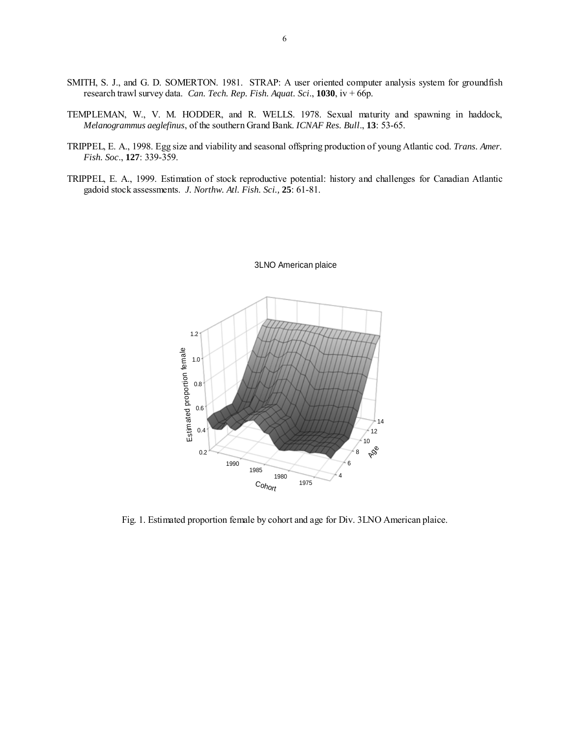SMITH, S. J., and G. D. SOMERTON. 1981. STRAP: A user oriented computer analysis system for groundfish research trawl survey data. *Can. Tech. Rep. Fish. Aquat. Sci*., **1030**, iv + 66p.

TEMPLEMAN, W., V. M. HODDER, and R. WELLS. 1978. Sexual maturity and spawning in haddock, *Melanogrammus aeglefinus*, of the southern Grand Bank. *ICNAF Res. Bull*., **13**: 53-65.

TRIPPEL, E. A., 1998. Egg size and viability and seasonal offspring production of young Atlantic cod. *Trans. Amer. Fish. Soc*., **127**: 339-359.

TRIPPEL, E. A., 1999. Estimation of stock reproductive potential: history and challenges for Canadian Atlantic gadoid stock assessments. *J. Northw. Atl. Fish. Sci.,* **25**: 61-81.

Fig. 1. Estimated proportion female by cohort and age for Div. 3LNO American plaice.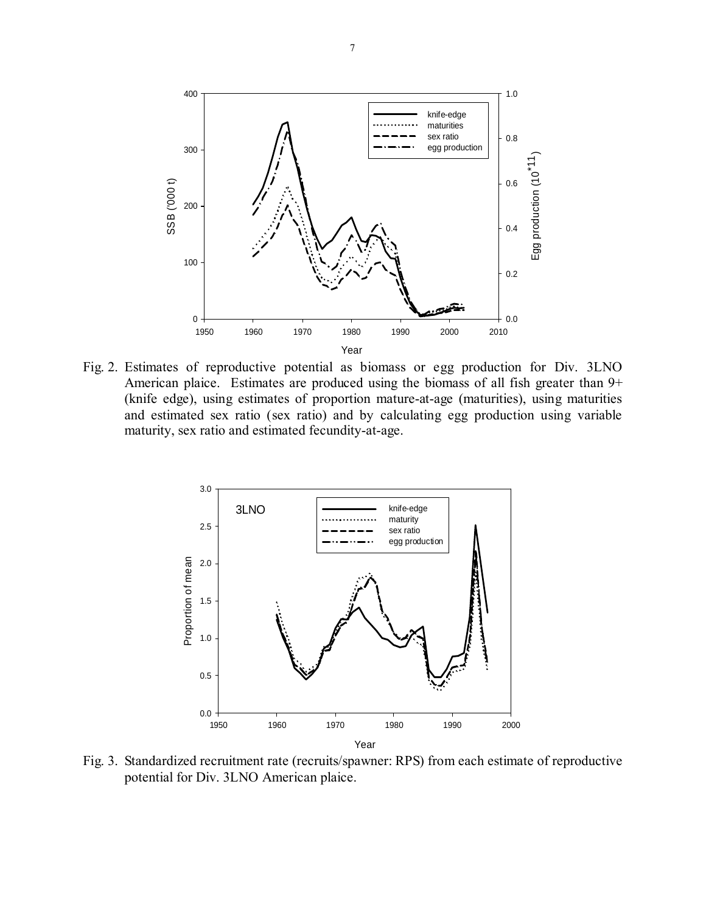Fig. 2. Estimates of reproductive potential as biomass or egg production for Div. 3LNO American plaice. Estimates are produced using the biomass of all fish greater than 9+ (knife edge), using estimates of proportion mature-at-age (maturities), using maturities and estimated sex ratio (sex ratio) and by calculating egg production using variable maturity, sex ratio and estimated fecundity-at-age.

Fig. 3. Standardized recruitment rate (recruits/spawner: RPS) from each estimate of reproductive potential for Div. 3LNO American plaice.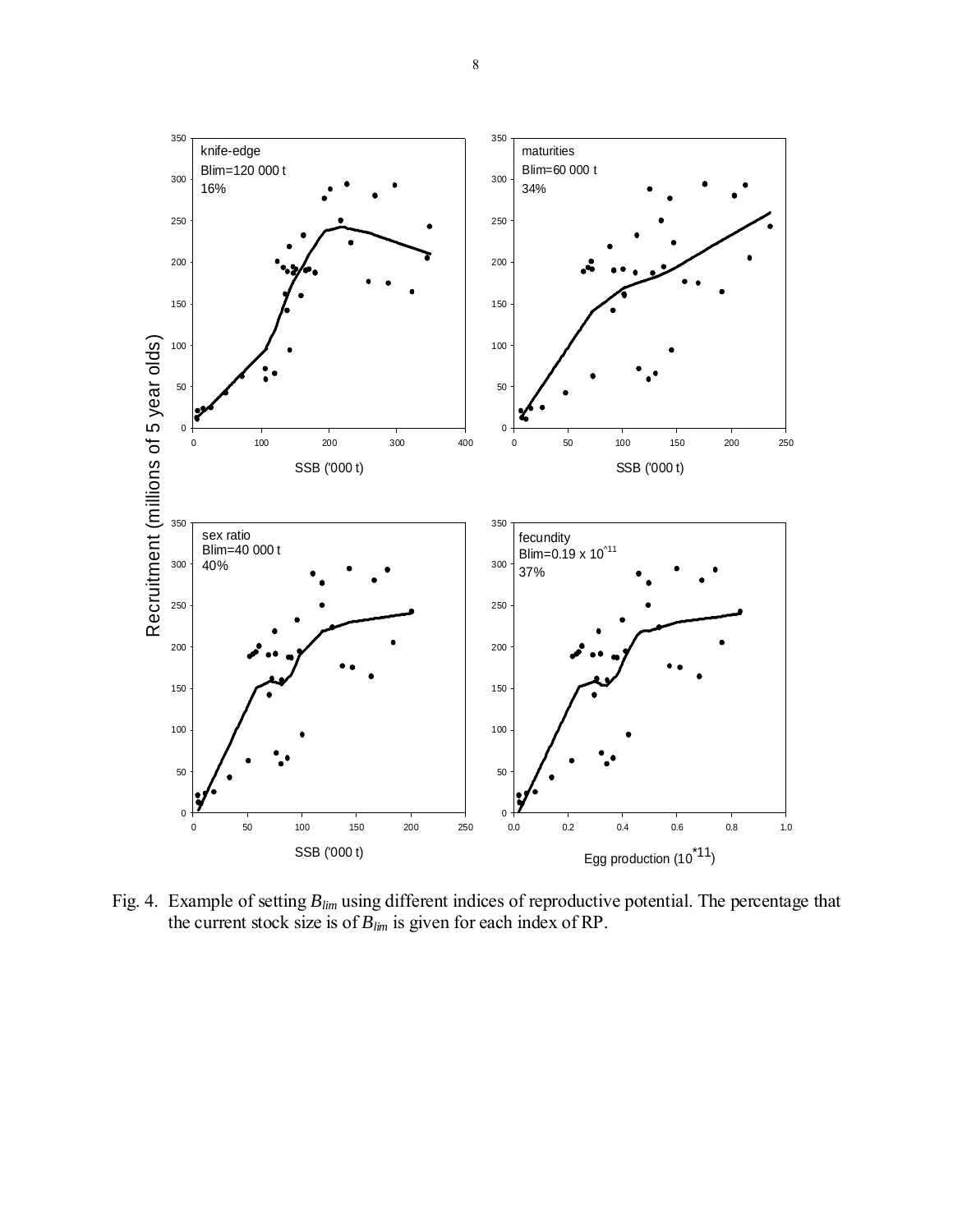Fig. 4. Example of setting $B_{lim}$ using different indices of reproductive potential. The percentage that the current stock size is of $B_{lim}$ is given for each index of RP.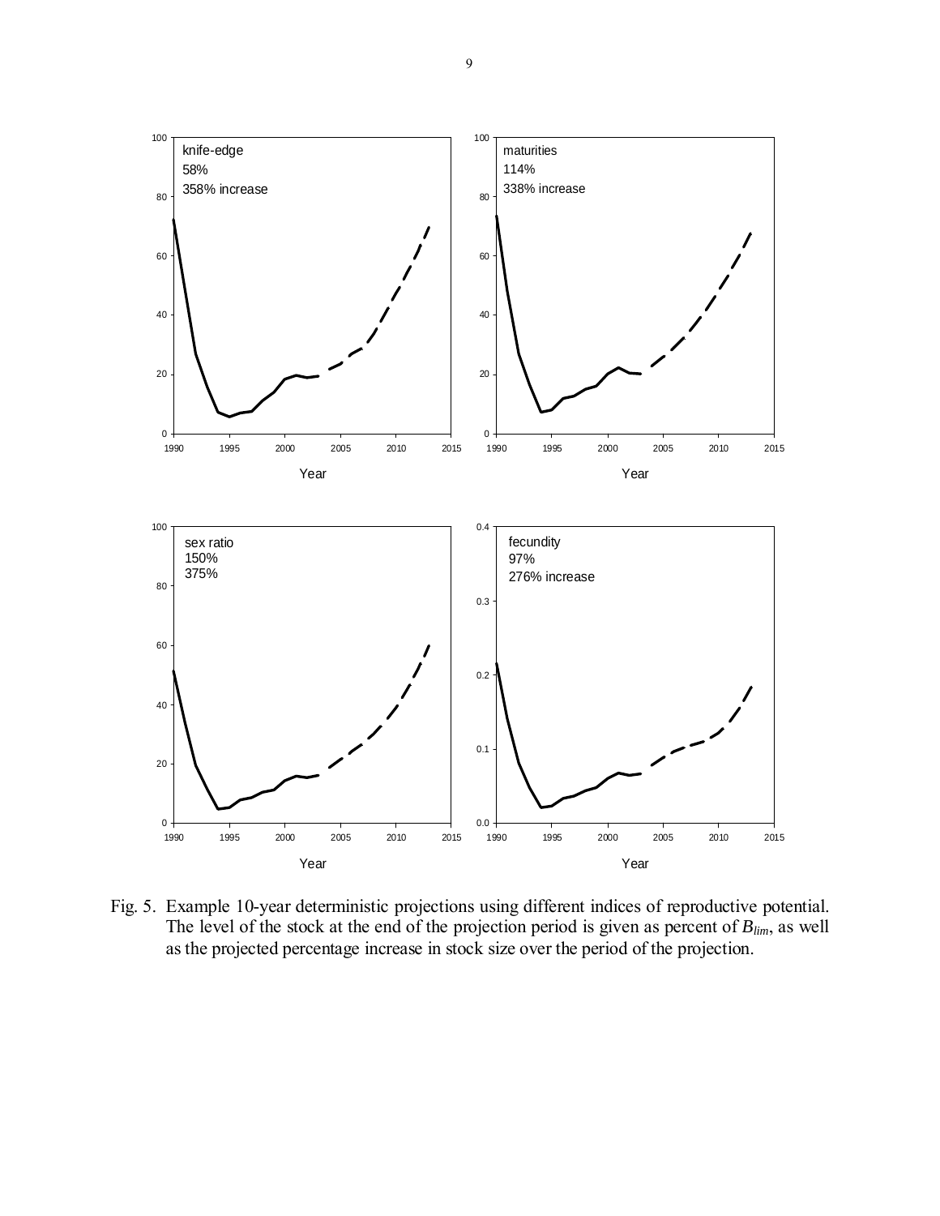knife-edge
58%
358% increase

100
80
60
40
20
0
1990 1995 2000 2005 2010 2015

Year

maturities
114%
338% increase

100
80
60
40
20
0
1990 1995 2000 2005 2010 2015

Year

sex ratio
150%
375%

100
80
60
40
20
0
1990 1995 2000 2005 2010 2015

Year

fecundity
97%
276% increase

0.4
0.3
0.2
0.1
0.0
1990 1995 2000 2005 2010 2015

Year

Fig. 5. Example 10-year deterministic projections using different indices of reproductive potential. The level of the stock at the end of the projection period is given as percent of $B_{lim}$, as well as the projected percentage increase in stock size over the period of the projection.